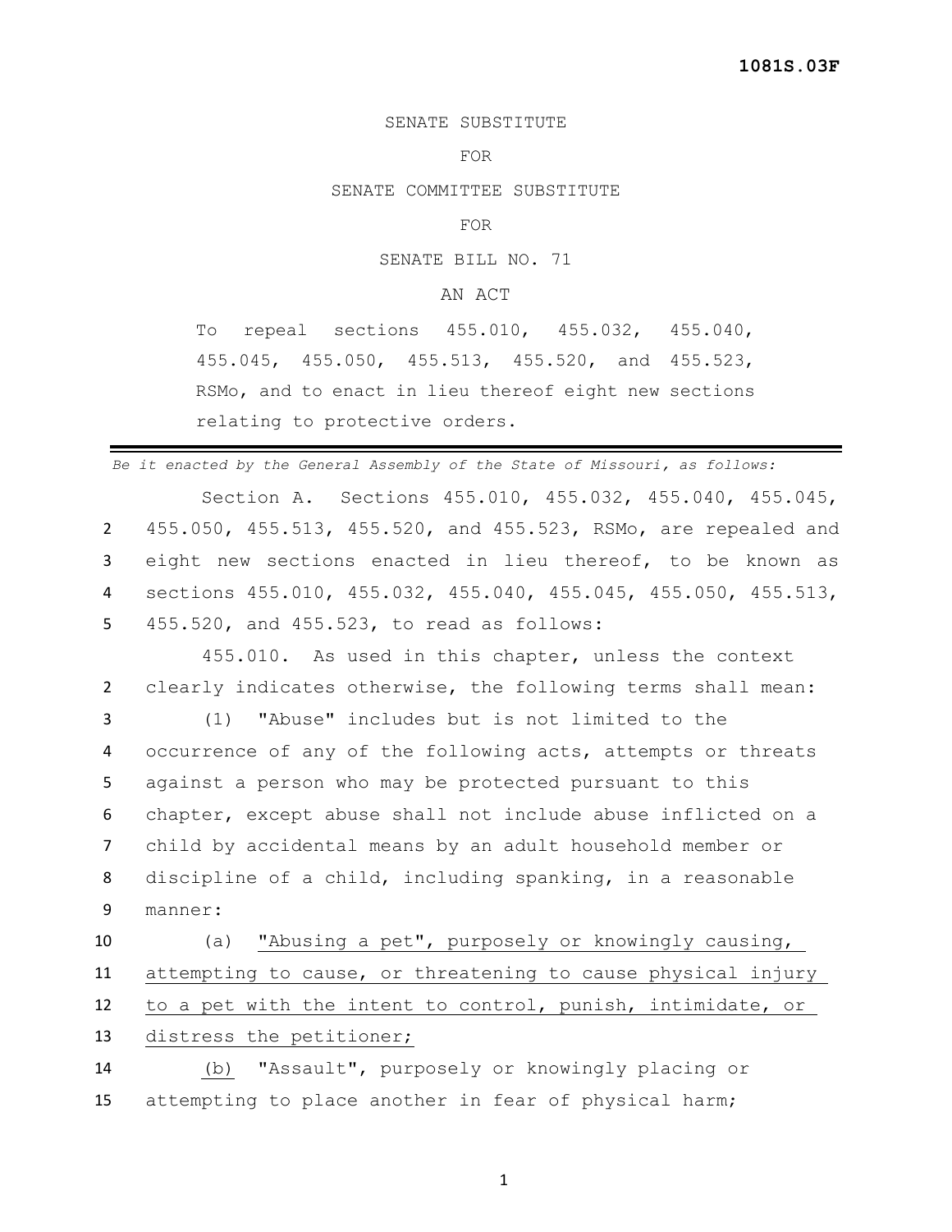1081S.03F

SENATE SUBSTITUTE

FOR

SENATE COMMITTEE SUBSTITUTE

FOR

SENATE BILL NO. 71

AN ACT

To repeal sections 455.010, 455.032, 455.040, 455.045, 455.050, 455.513, 455.520, and 455.523, RSMo, and to enact in lieu thereof eight new sections relating to protective orders.

---

*Be it enacted by the General Assembly of the State of Missouri, as follows:*

Section A. Sections 455.010, 455.032, 455.040, 455.045, 455.050, 455.513, 455.520, and 455.523, RSMo, are repealed and eight new sections enacted in lieu thereof, to be known as sections 455.010, 455.032, 455.040, 455.045, 455.050, 455.513, 455.520, and 455.523, to read as follows:

455.010. As used in this chapter, unless the context clearly indicates otherwise, the following terms shall mean:

(1) "Abuse" includes but is not limited to the occurrence of any of the following acts, attempts or threats against a person who may be protected pursuant to this chapter, except abuse shall not include abuse inflicted on a child by accidental means by an adult household member or discipline of a child, including spanking, in a reasonable manner:

(a) <u>"Abusing a pet", purposely or knowingly causing, attempting to cause, or threatening to cause physical injury to a pet with the intent to control, punish, intimidate, or distress the petitioner;</u>

<u>(b)</u> "Assault", purposely or knowingly placing or attempting to place another in fear of physical harm;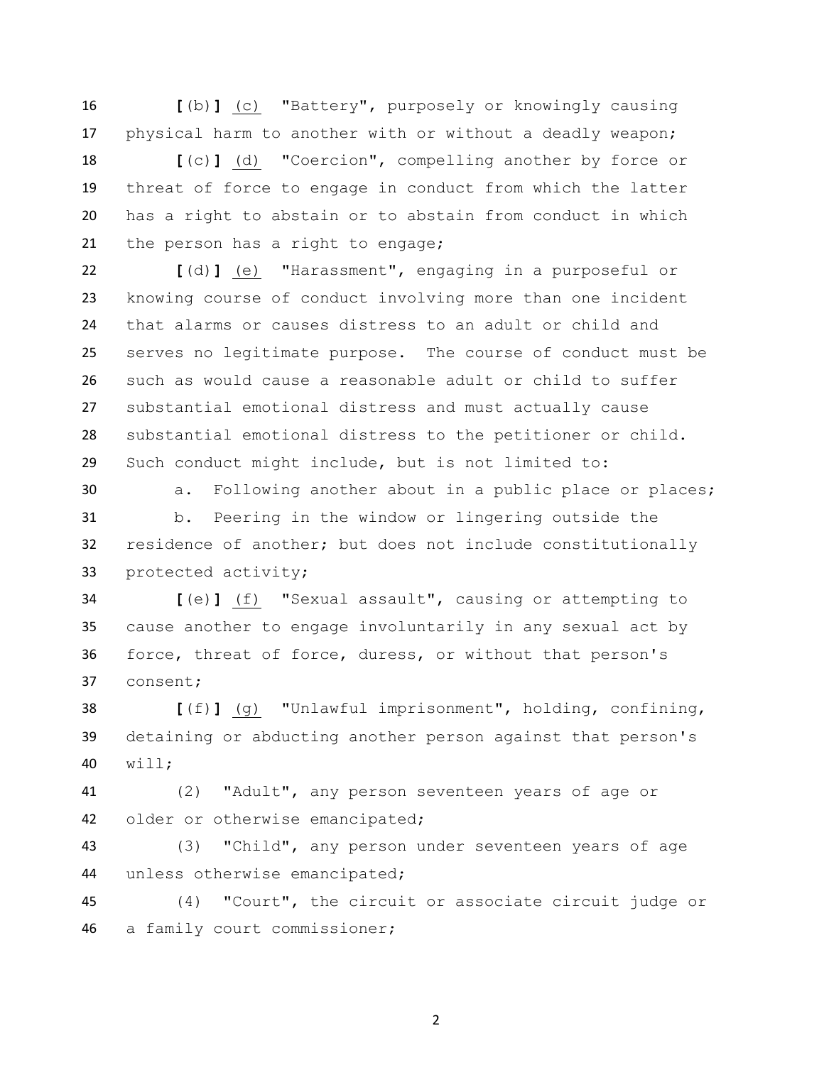**[**(b)**]** (c) "Battery", purposely or knowingly causing physical harm to another with or without a deadly weapon;

**[**(c)**]** (d) "Coercion", compelling another by force or threat of force to engage in conduct from which the latter has a right to abstain or to abstain from conduct in which the person has a right to engage;

**[**(d)**]** (e) "Harassment", engaging in a purposeful or knowing course of conduct involving more than one incident that alarms or causes distress to an adult or child and serves no legitimate purpose. The course of conduct must be such as would cause a reasonable adult or child to suffer substantial emotional distress and must actually cause substantial emotional distress to the petitioner or child. Such conduct might include, but is not limited to:

a. Following another about in a public place or places;

b. Peering in the window or lingering outside the residence of another; but does not include constitutionally protected activity;

**[**(e)**]** (f) "Sexual assault", causing or attempting to cause another to engage involuntarily in any sexual act by force, threat of force, duress, or without that person's consent;

**[**(f)**]** (g) "Unlawful imprisonment", holding, confining, detaining or abducting another person against that person's will;

(2) "Adult", any person seventeen years of age or older or otherwise emancipated;

(3) "Child", any person under seventeen years of age unless otherwise emancipated;

(4) "Court", the circuit or associate circuit judge or a family court commissioner;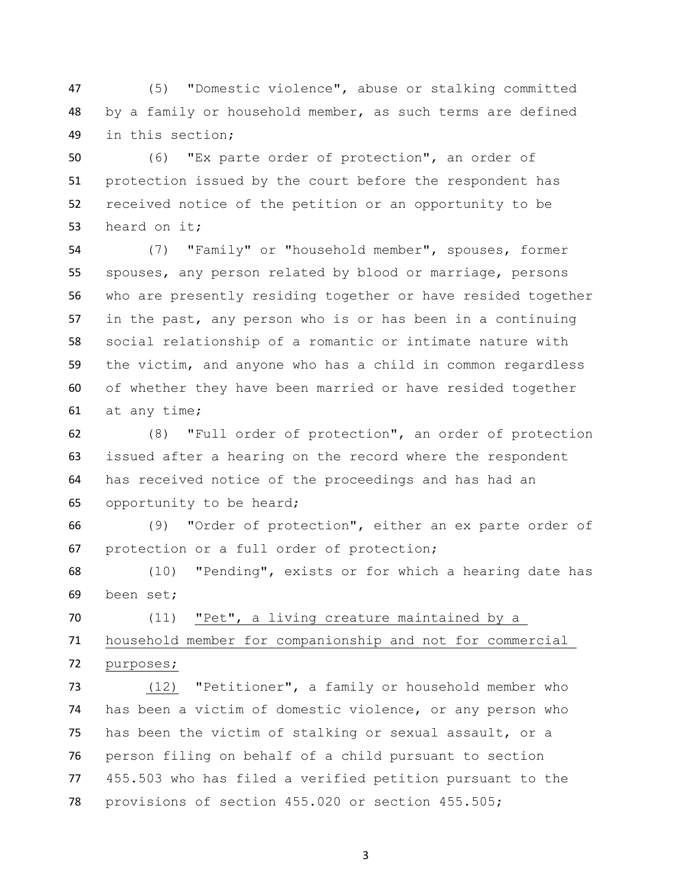(5) "Domestic violence", abuse or stalking committed by a family or household member, as such terms are defined in this section;

(6) "Ex parte order of protection", an order of protection issued by the court before the respondent has received notice of the petition or an opportunity to be heard on it;

(7) "Family" or "household member", spouses, former spouses, any person related by blood or marriage, persons who are presently residing together or have resided together in the past, any person who is or has been in a continuing social relationship of a romantic or intimate nature with the victim, and anyone who has a child in common regardless of whether they have been married or have resided together at any time;

(8) "Full order of protection", an order of protection issued after a hearing on the record where the respondent has received notice of the proceedings and has had an opportunity to be heard;

(9) "Order of protection", either an ex parte order of protection or a full order of protection;

(10) "Pending", exists or for which a hearing date has been set;

(11) <u>"Pet", a living creature maintained by a household member for companionship and not for commercial purposes;</u>

<u>(12)</u> "Petitioner", a family or household member who has been a victim of domestic violence, or any person who has been the victim of stalking or sexual assault, or a person filing on behalf of a child pursuant to section 455.503 who has filed a verified petition pursuant to the provisions of section 455.020 or section 455.505;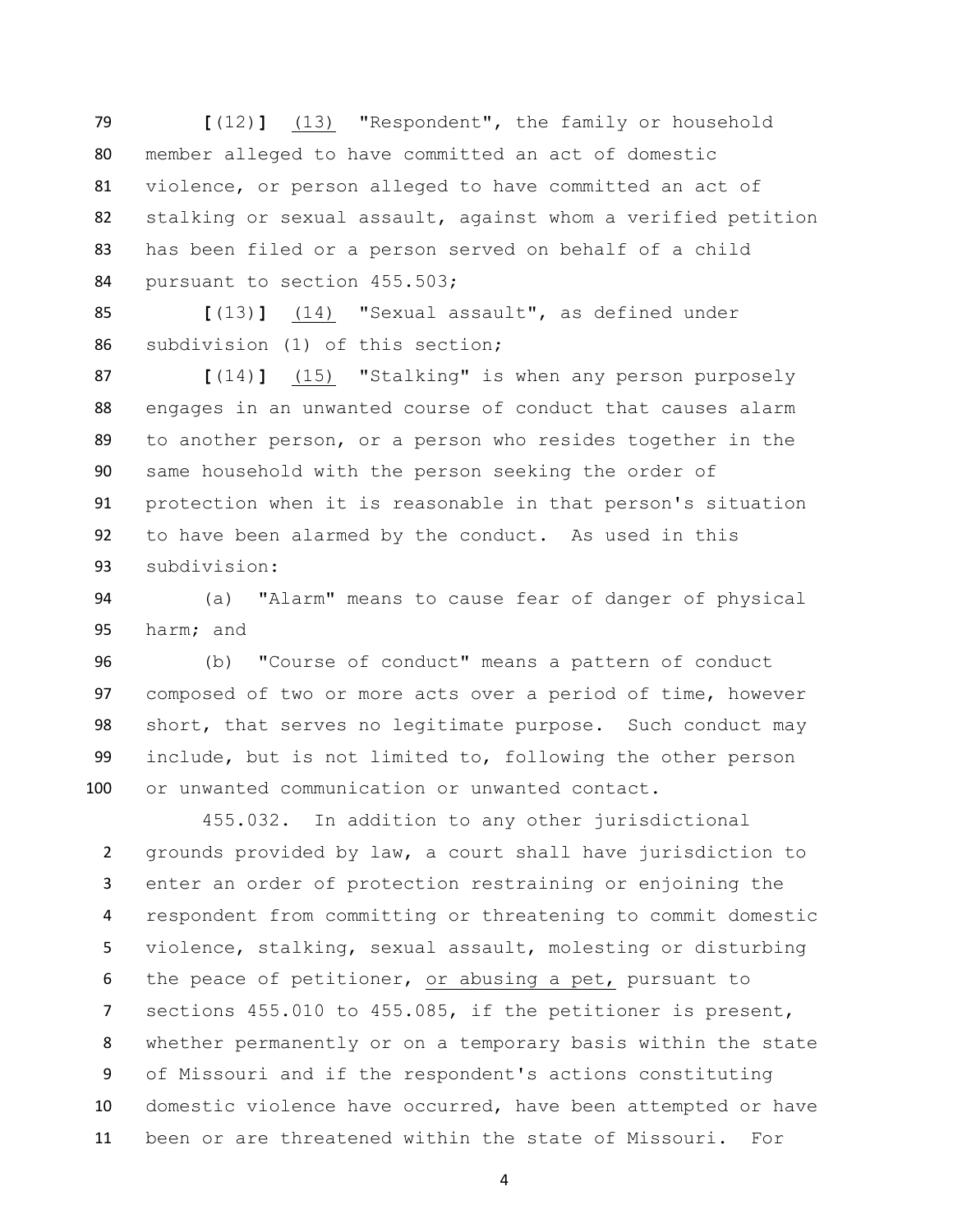[(12)] (13) "Respondent", the family or household member alleged to have committed an act of domestic violence, or person alleged to have committed an act of stalking or sexual assault, against whom a verified petition has been filed or a person served on behalf of a child pursuant to section 455.503;

[(13)] (14) "Sexual assault", as defined under subdivision (1) of this section;

[(14)] (15) "Stalking" is when any person purposely engages in an unwanted course of conduct that causes alarm to another person, or a person who resides together in the same household with the person seeking the order of protection when it is reasonable in that person's situation to have been alarmed by the conduct. As used in this subdivision:

(a) "Alarm" means to cause fear of danger of physical harm; and

(b) "Course of conduct" means a pattern of conduct composed of two or more acts over a period of time, however short, that serves no legitimate purpose. Such conduct may include, but is not limited to, following the other person or unwanted communication or unwanted contact.

455.032. In addition to any other jurisdictional grounds provided by law, a court shall have jurisdiction to enter an order of protection restraining or enjoining the respondent from committing or threatening to commit domestic violence, stalking, sexual assault, molesting or disturbing the peace of petitioner, or abusing a pet, pursuant to sections 455.010 to 455.085, if the petitioner is present, whether permanently or on a temporary basis within the state of Missouri and if the respondent's actions constituting domestic violence have occurred, have been attempted or have been or are threatened within the state of Missouri. For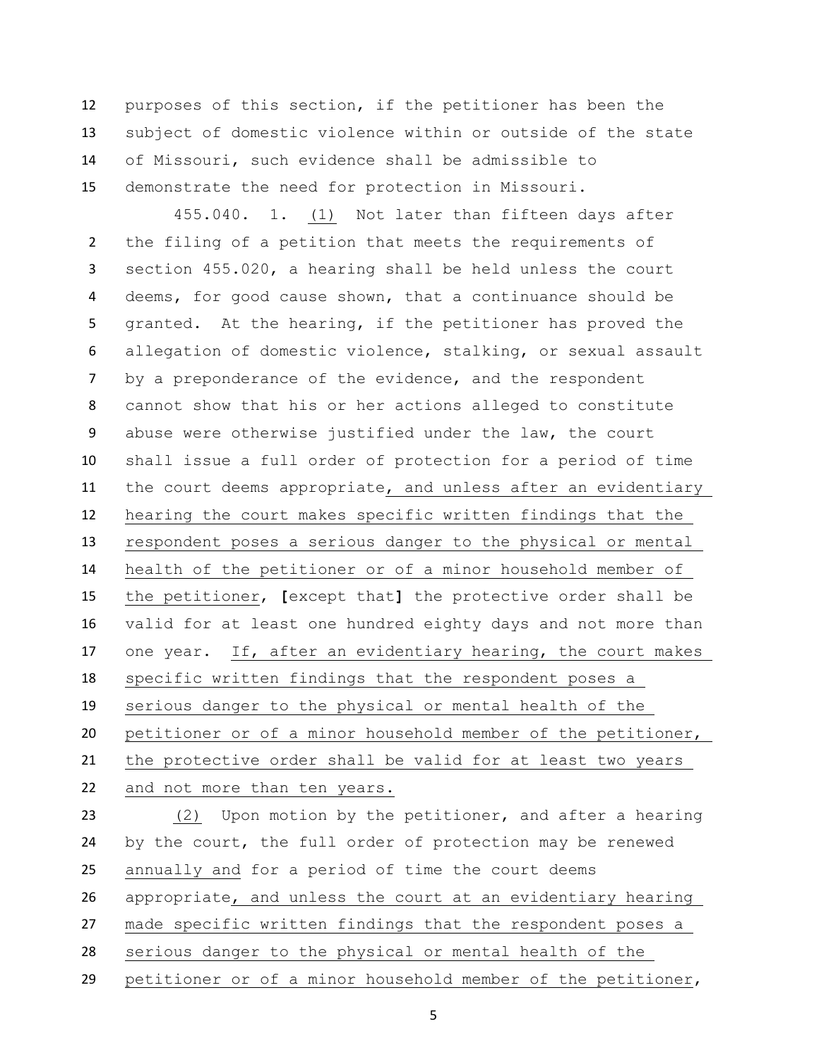purposes of this section, if the petitioner has been the subject of domestic violence within or outside of the state of Missouri, such evidence shall be admissible to demonstrate the need for protection in Missouri.

455.040. 1. (1) Not later than fifteen days after the filing of a petition that meets the requirements of section 455.020, a hearing shall be held unless the court deems, for good cause shown, that a continuance should be granted. At the hearing, if the petitioner has proved the allegation of domestic violence, stalking, or sexual assault by a preponderance of the evidence, and the respondent cannot show that his or her actions alleged to constitute abuse were otherwise justified under the law, the court shall issue a full order of protection for a period of time the court deems appropriate, and unless after an evidentiary hearing the court makes specific written findings that the respondent poses a serious danger to the physical or mental health of the petitioner or of a minor household member of the petitioner, [except that] the protective order shall be valid for at least one hundred eighty days and not more than one year. If, after an evidentiary hearing, the court makes specific written findings that the respondent poses a serious danger to the physical or mental health of the petitioner or of a minor household member of the petitioner, the protective order shall be valid for at least two years and not more than ten years.

(2) Upon motion by the petitioner, and after a hearing by the court, the full order of protection may be renewed annually and for a period of time the court deems appropriate, and unless the court at an evidentiary hearing made specific written findings that the respondent poses a serious danger to the physical or mental health of the petitioner or of a minor household member of the petitioner,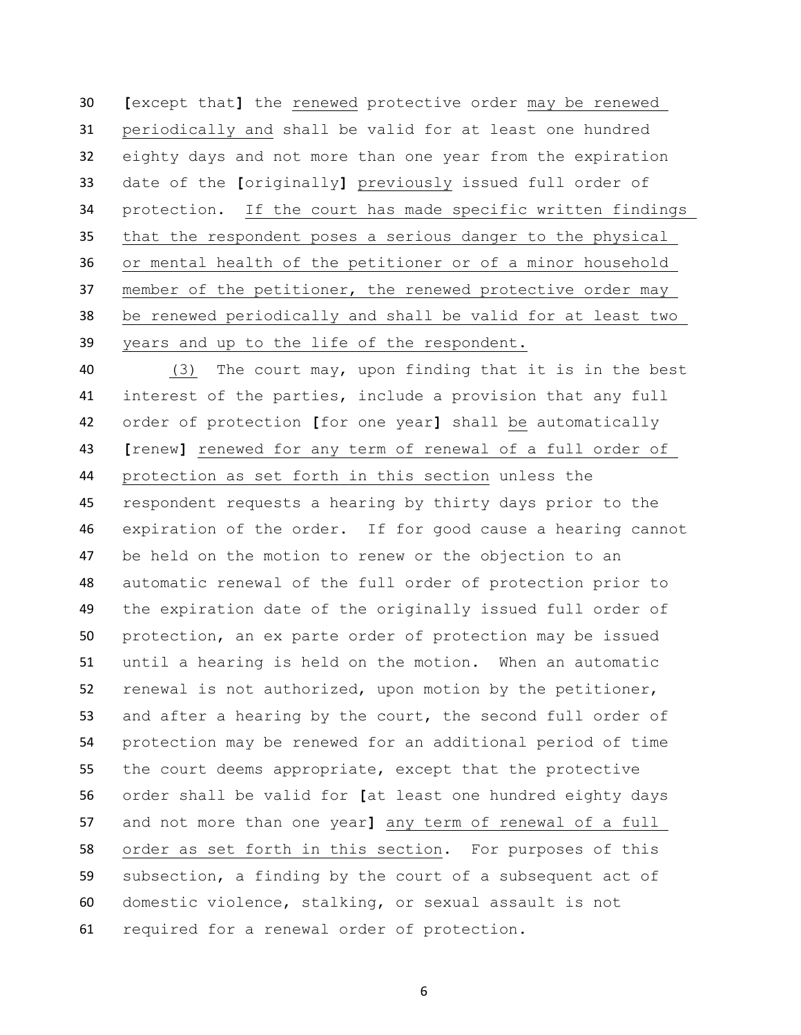[except that] the renewed protective order may be renewed periodically and shall be valid for at least one hundred eighty days and not more than one year from the expiration date of the [originally] previously issued full order of protection. If the court has made specific written findings that the respondent poses a serious danger to the physical or mental health of the petitioner or of a minor household member of the petitioner, the renewed protective order may be renewed periodically and shall be valid for at least two years and up to the life of the respondent.

(3) The court may, upon finding that it is in the best interest of the parties, include a provision that any full order of protection [for one year] shall be automatically [renew] renewed for any term of renewal of a full order of protection as set forth in this section unless the respondent requests a hearing by thirty days prior to the expiration of the order. If for good cause a hearing cannot be held on the motion to renew or the objection to an automatic renewal of the full order of protection prior to the expiration date of the originally issued full order of protection, an ex parte order of protection may be issued until a hearing is held on the motion. When an automatic renewal is not authorized, upon motion by the petitioner, and after a hearing by the court, the second full order of protection may be renewed for an additional period of time the court deems appropriate, except that the protective order shall be valid for [at least one hundred eighty days and not more than one year] any term of renewal of a full order as set forth in this section. For purposes of this subsection, a finding by the court of a subsequent act of domestic violence, stalking, or sexual assault is not required for a renewal order of protection.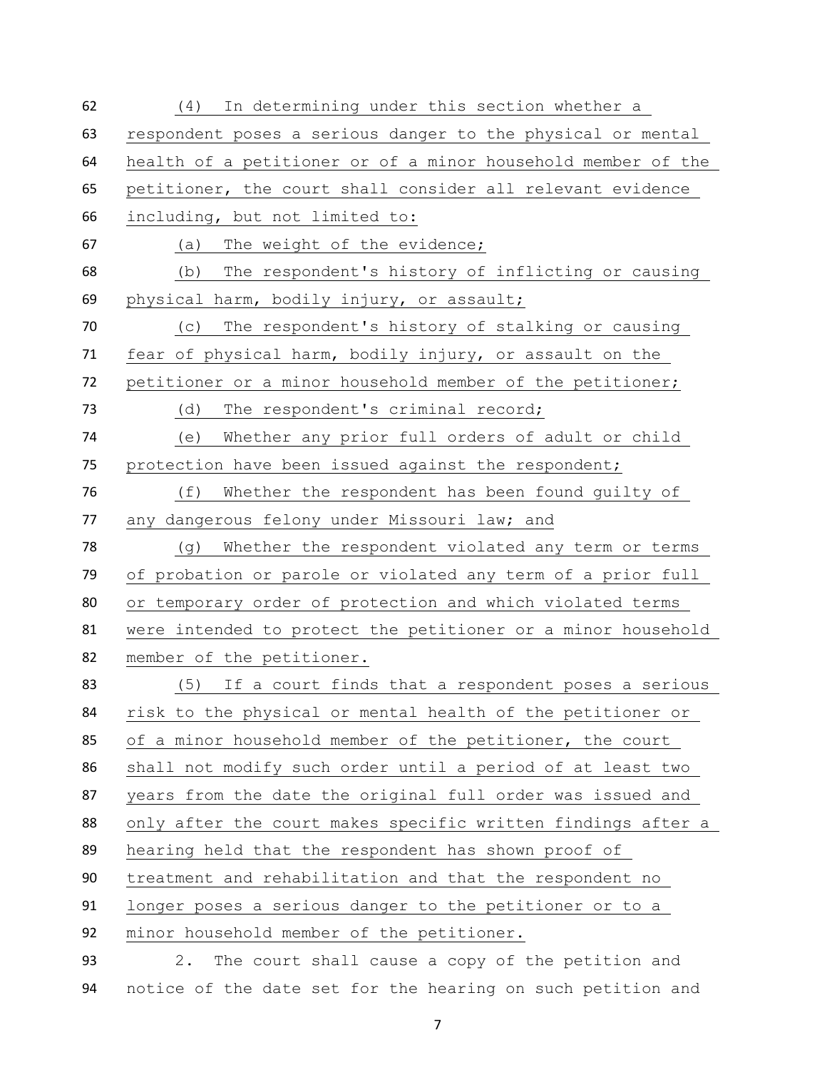(4) In determining under this section whether a respondent poses a serious danger to the physical or mental health of a petitioner or of a minor household member of the petitioner, the court shall consider all relevant evidence including, but not limited to:

(a) The weight of the evidence;

(b) The respondent's history of inflicting or causing physical harm, bodily injury, or assault;

(c) The respondent's history of stalking or causing fear of physical harm, bodily injury, or assault on the petitioner or a minor household member of the petitioner;

(d) The respondent's criminal record;

(e) Whether any prior full orders of adult or child protection have been issued against the respondent;

(f) Whether the respondent has been found guilty of any dangerous felony under Missouri law; and

(g) Whether the respondent violated any term or terms of probation or parole or violated any term of a prior full or temporary order of protection and which violated terms were intended to protect the petitioner or a minor household member of the petitioner.

(5) If a court finds that a respondent poses a serious risk to the physical or mental health of the petitioner or of a minor household member of the petitioner, the court shall not modify such order until a period of at least two years from the date the original full order was issued and only after the court makes specific written findings after a hearing held that the respondent has shown proof of treatment and rehabilitation and that the respondent no longer poses a serious danger to the petitioner or to a minor household member of the petitioner.

2. The court shall cause a copy of the petition and notice of the date set for the hearing on such petition and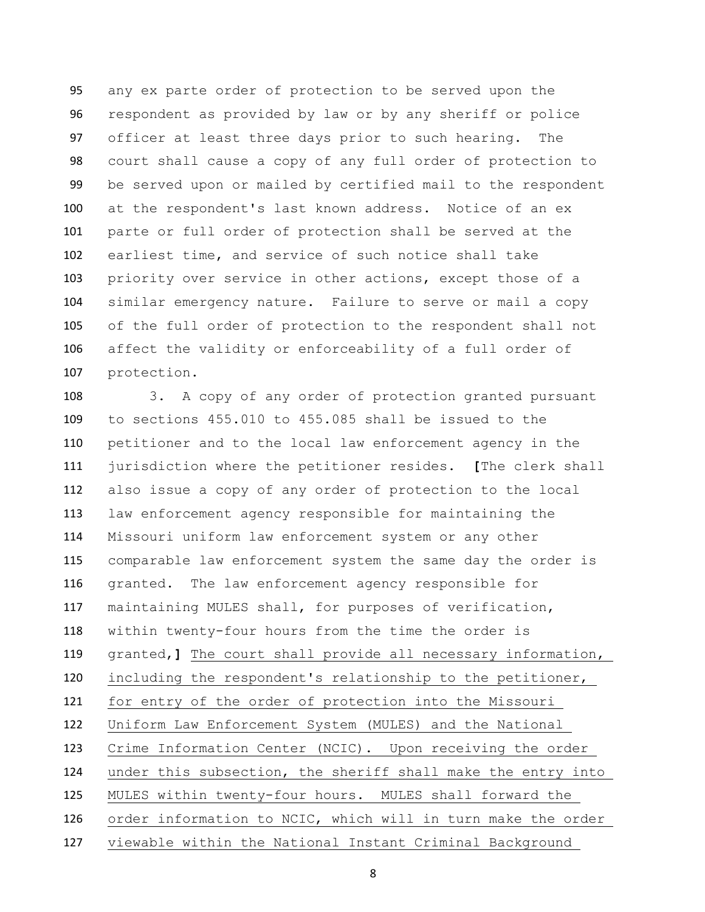any ex parte order of protection to be served upon the respondent as provided by law or by any sheriff or police officer at least three days prior to such hearing. The court shall cause a copy of any full order of protection to be served upon or mailed by certified mail to the respondent at the respondent's last known address. Notice of an ex parte or full order of protection shall be served at the earliest time, and service of such notice shall take priority over service in other actions, except those of a similar emergency nature. Failure to serve or mail a copy of the full order of protection to the respondent shall not affect the validity or enforceability of a full order of protection.

3. A copy of any order of protection granted pursuant to sections 455.010 to 455.085 shall be issued to the petitioner and to the local law enforcement agency in the jurisdiction where the petitioner resides. **[**The clerk shall also issue a copy of any order of protection to the local law enforcement agency responsible for maintaining the Missouri uniform law enforcement system or any other comparable law enforcement system the same day the order is granted. The law enforcement agency responsible for maintaining MULES shall, for purposes of verification, within twenty-four hours from the time the order is granted,**]** <u>The court shall provide all necessary information, including the respondent's relationship to the petitioner, for entry of the order of protection into the Missouri Uniform Law Enforcement System (MULES) and the National Crime Information Center (NCIC). Upon receiving the order under this subsection, the sheriff shall make the entry into MULES within twenty-four hours. MULES shall forward the order information to NCIC, which will in turn make the order viewable within the National Instant Criminal Background</u>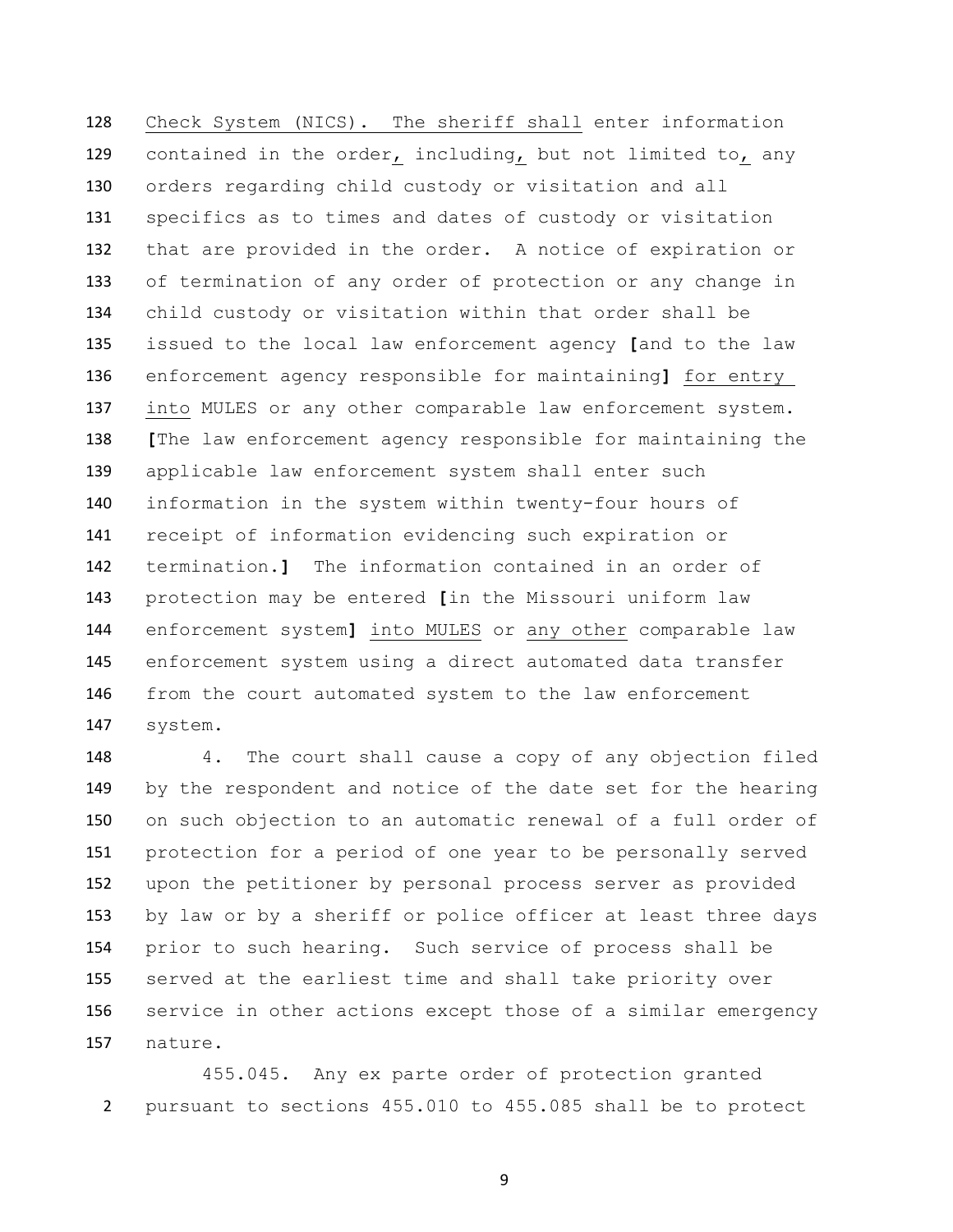Check System (NICS). The sheriff shall enter information contained in the order, including, but not limited to, any orders regarding child custody or visitation and all specifics as to times and dates of custody or visitation that are provided in the order. A notice of expiration or of termination of any order of protection or any change in child custody or visitation within that order shall be issued to the local law enforcement agency **[**and to the law enforcement agency responsible for maintaining**]** for entry into MULES or any other comparable law enforcement system. **[**The law enforcement agency responsible for maintaining the applicable law enforcement system shall enter such information in the system within twenty-four hours of receipt of information evidencing such expiration or termination.**]** The information contained in an order of protection may be entered **[**in the Missouri uniform law enforcement system**]** into MULES or any other comparable law enforcement system using a direct automated data transfer from the court automated system to the law enforcement system.

4. The court shall cause a copy of any objection filed by the respondent and notice of the date set for the hearing on such objection to an automatic renewal of a full order of protection for a period of one year to be personally served upon the petitioner by personal process server as provided by law or by a sheriff or police officer at least three days prior to such hearing. Such service of process shall be served at the earliest time and shall take priority over service in other actions except those of a similar emergency nature.

455.045. Any ex parte order of protection granted pursuant to sections 455.010 to 455.085 shall be to protect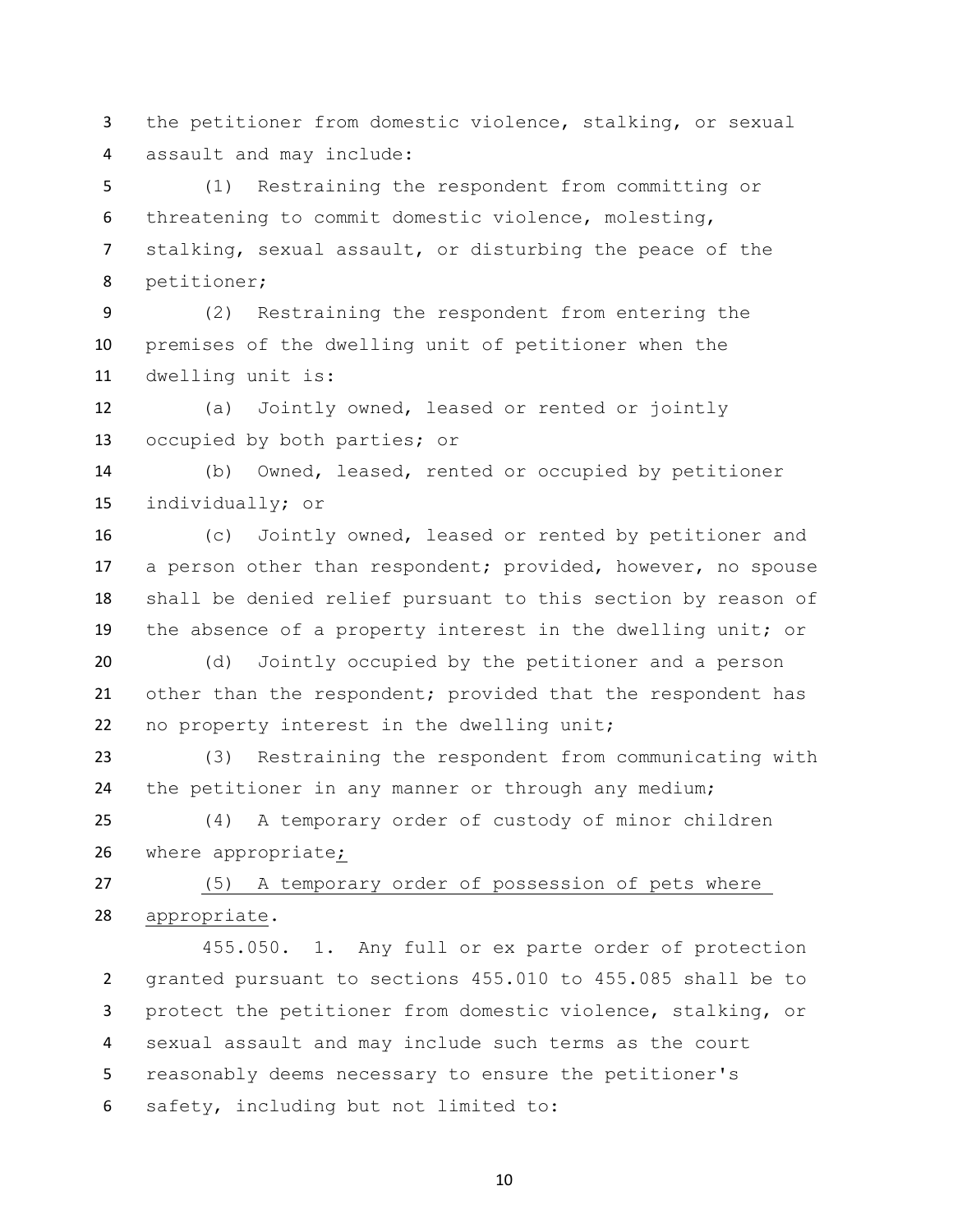the petitioner from domestic violence, stalking, or sexual assault and may include:

(1) Restraining the respondent from committing or threatening to commit domestic violence, molesting, stalking, sexual assault, or disturbing the peace of the petitioner;

(2) Restraining the respondent from entering the premises of the dwelling unit of petitioner when the dwelling unit is:

(a) Jointly owned, leased or rented or jointly occupied by both parties; or

(b) Owned, leased, rented or occupied by petitioner individually; or

(c) Jointly owned, leased or rented by petitioner and a person other than respondent; provided, however, no spouse shall be denied relief pursuant to this section by reason of the absence of a property interest in the dwelling unit; or

(d) Jointly occupied by the petitioner and a person other than the respondent; provided that the respondent has no property interest in the dwelling unit;

(3) Restraining the respondent from communicating with the petitioner in any manner or through any medium;

(4) A temporary order of custody of minor children where appropriate<u>;</u>

<u>(5) A temporary order of possession of pets where appropriate</u>.

455.050. 1. Any full or ex parte order of protection granted pursuant to sections 455.010 to 455.085 shall be to protect the petitioner from domestic violence, stalking, or sexual assault and may include such terms as the court reasonably deems necessary to ensure the petitioner's safety, including but not limited to: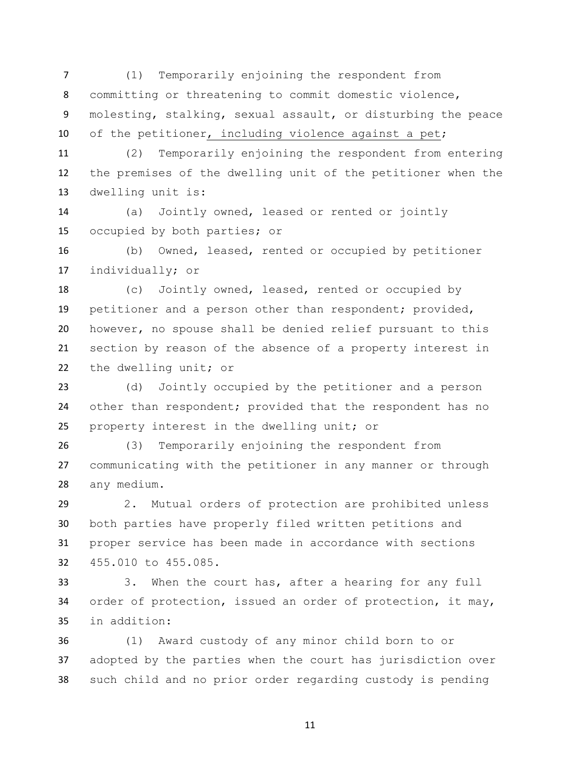(1) Temporarily enjoining the respondent from committing or threatening to commit domestic violence, molesting, stalking, sexual assault, or disturbing the peace of the petitioner<u>, including violence against a pet</u>;

(2) Temporarily enjoining the respondent from entering the premises of the dwelling unit of the petitioner when the dwelling unit is:

(a) Jointly owned, leased or rented or jointly occupied by both parties; or

(b) Owned, leased, rented or occupied by petitioner individually; or

(c) Jointly owned, leased, rented or occupied by petitioner and a person other than respondent; provided, however, no spouse shall be denied relief pursuant to this section by reason of the absence of a property interest in the dwelling unit; or

(d) Jointly occupied by the petitioner and a person other than respondent; provided that the respondent has no property interest in the dwelling unit; or

(3) Temporarily enjoining the respondent from communicating with the petitioner in any manner or through any medium.

2. Mutual orders of protection are prohibited unless both parties have properly filed written petitions and proper service has been made in accordance with sections 455.010 to 455.085.

3. When the court has, after a hearing for any full order of protection, issued an order of protection, it may, in addition:

(1) Award custody of any minor child born to or adopted by the parties when the court has jurisdiction over such child and no prior order regarding custody is pending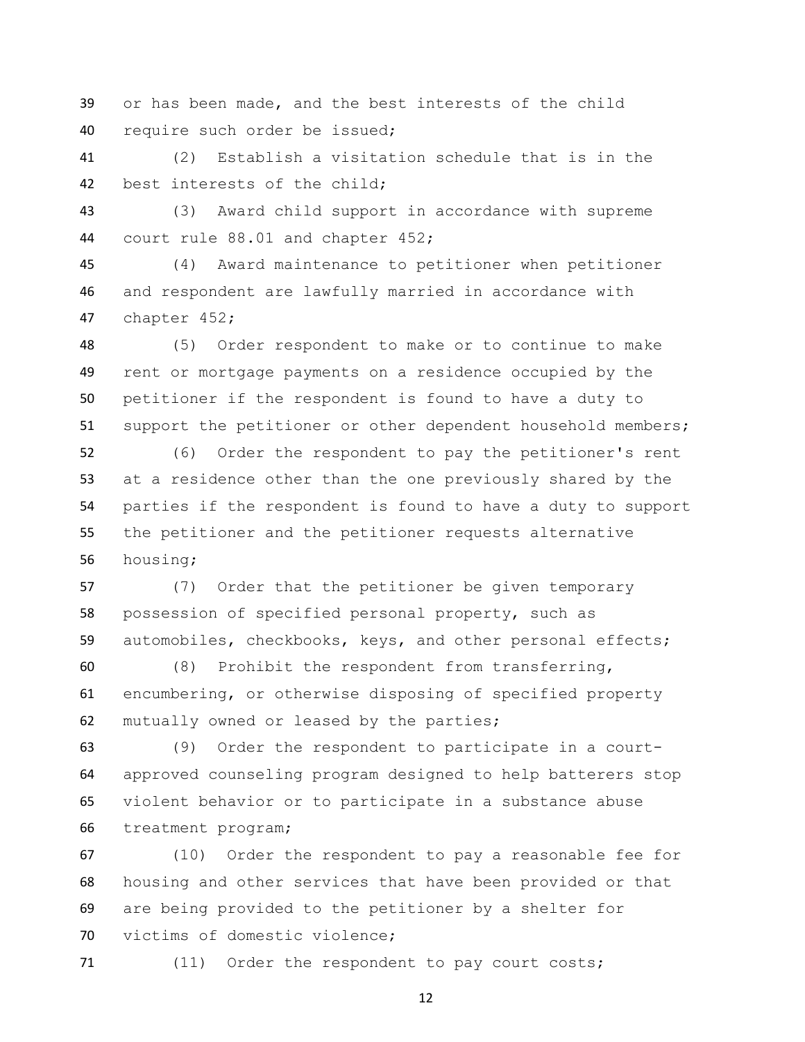or has been made, and the best interests of the child require such order be issued;

(2) Establish a visitation schedule that is in the best interests of the child;

(3) Award child support in accordance with supreme court rule 88.01 and chapter 452;

(4) Award maintenance to petitioner when petitioner and respondent are lawfully married in accordance with chapter 452;

(5) Order respondent to make or to continue to make rent or mortgage payments on a residence occupied by the petitioner if the respondent is found to have a duty to support the petitioner or other dependent household members;

(6) Order the respondent to pay the petitioner's rent at a residence other than the one previously shared by the parties if the respondent is found to have a duty to support the petitioner and the petitioner requests alternative housing;

(7) Order that the petitioner be given temporary possession of specified personal property, such as automobiles, checkbooks, keys, and other personal effects;

(8) Prohibit the respondent from transferring, encumbering, or otherwise disposing of specified property mutually owned or leased by the parties;

(9) Order the respondent to participate in a court-approved counseling program designed to help batterers stop violent behavior or to participate in a substance abuse treatment program;

(10) Order the respondent to pay a reasonable fee for housing and other services that have been provided or that are being provided to the petitioner by a shelter for victims of domestic violence;

(11) Order the respondent to pay court costs;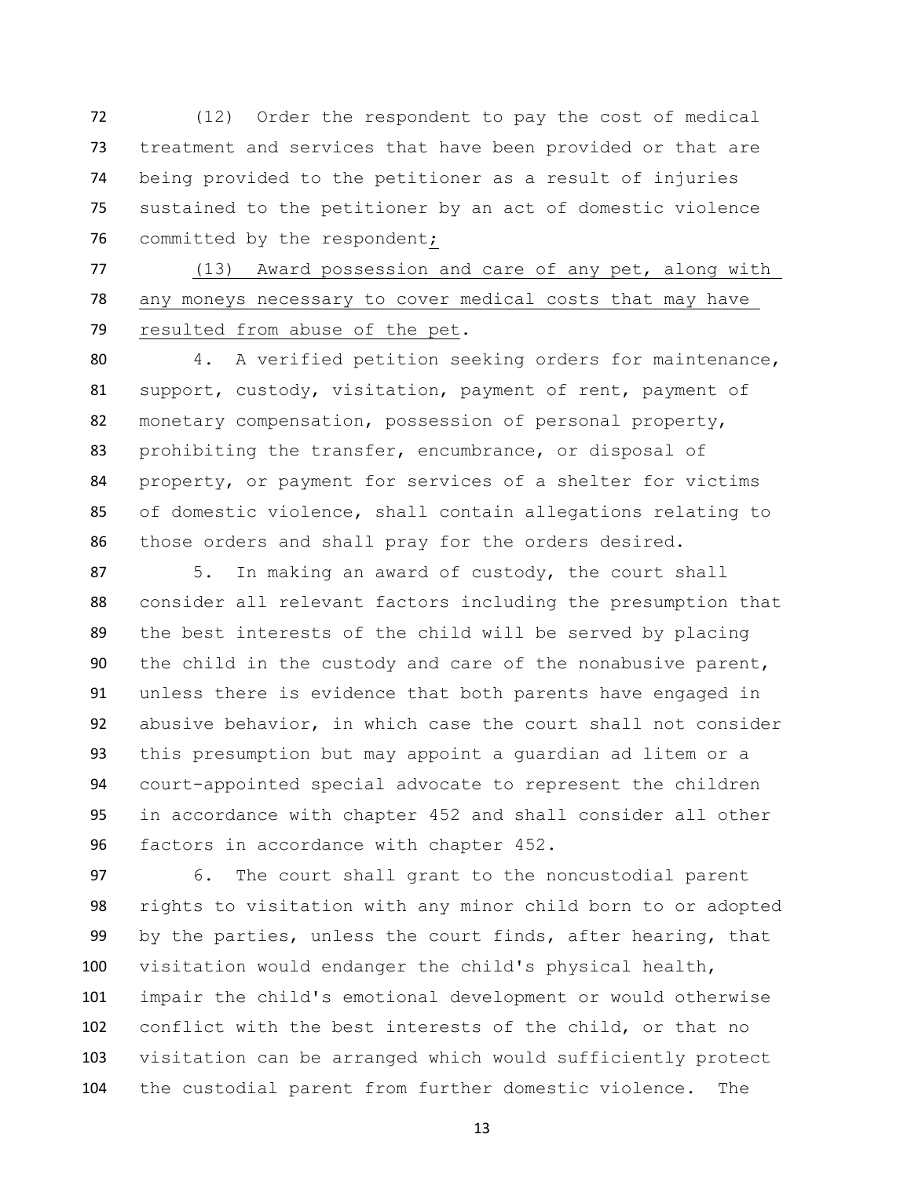(12) Order the respondent to pay the cost of medical treatment and services that have been provided or that are being provided to the petitioner as a result of injuries sustained to the petitioner by an act of domestic violence committed by the respondent;

(13) Award possession and care of any pet, along with any moneys necessary to cover medical costs that may have resulted from abuse of the pet.

4. A verified petition seeking orders for maintenance, support, custody, visitation, payment of rent, payment of monetary compensation, possession of personal property, prohibiting the transfer, encumbrance, or disposal of property, or payment for services of a shelter for victims of domestic violence, shall contain allegations relating to those orders and shall pray for the orders desired.

5. In making an award of custody, the court shall consider all relevant factors including the presumption that the best interests of the child will be served by placing the child in the custody and care of the nonabusive parent, unless there is evidence that both parents have engaged in abusive behavior, in which case the court shall not consider this presumption but may appoint a guardian ad litem or a court-appointed special advocate to represent the children in accordance with chapter 452 and shall consider all other factors in accordance with chapter 452.

6. The court shall grant to the noncustodial parent rights to visitation with any minor child born to or adopted by the parties, unless the court finds, after hearing, that visitation would endanger the child's physical health, impair the child's emotional development or would otherwise conflict with the best interests of the child, or that no visitation can be arranged which would sufficiently protect the custodial parent from further domestic violence. The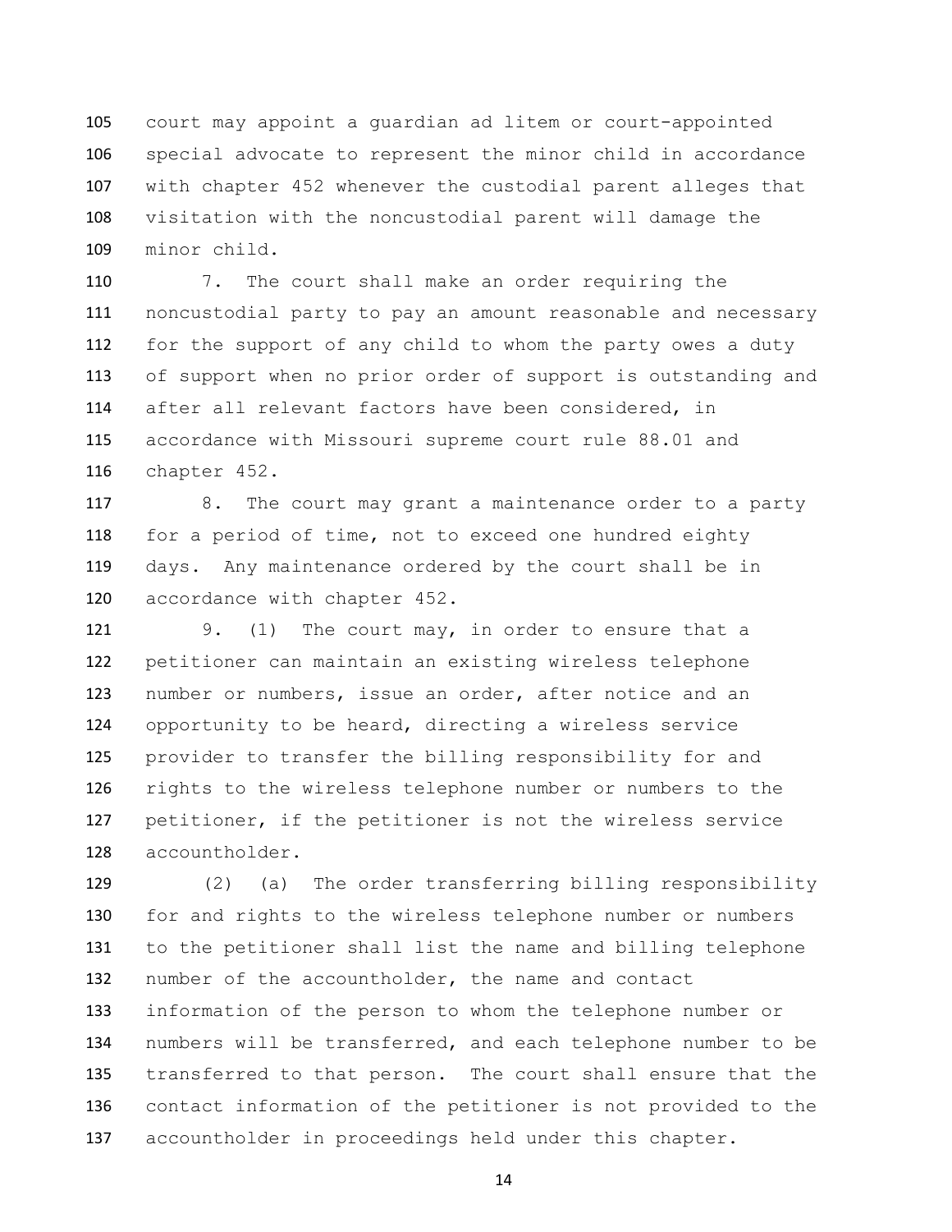court may appoint a guardian ad litem or court-appointed special advocate to represent the minor child in accordance with chapter 452 whenever the custodial parent alleges that visitation with the noncustodial parent will damage the minor child.

7. The court shall make an order requiring the noncustodial party to pay an amount reasonable and necessary for the support of any child to whom the party owes a duty of support when no prior order of support is outstanding and after all relevant factors have been considered, in accordance with Missouri supreme court rule 88.01 and chapter 452.

8. The court may grant a maintenance order to a party for a period of time, not to exceed one hundred eighty days. Any maintenance ordered by the court shall be in accordance with chapter 452.

9. (1) The court may, in order to ensure that a petitioner can maintain an existing wireless telephone number or numbers, issue an order, after notice and an opportunity to be heard, directing a wireless service provider to transfer the billing responsibility for and rights to the wireless telephone number or numbers to the petitioner, if the petitioner is not the wireless service accountholder.

(2) (a) The order transferring billing responsibility for and rights to the wireless telephone number or numbers to the petitioner shall list the name and billing telephone number of the accountholder, the name and contact information of the person to whom the telephone number or numbers will be transferred, and each telephone number to be transferred to that person. The court shall ensure that the contact information of the petitioner is not provided to the accountholder in proceedings held under this chapter.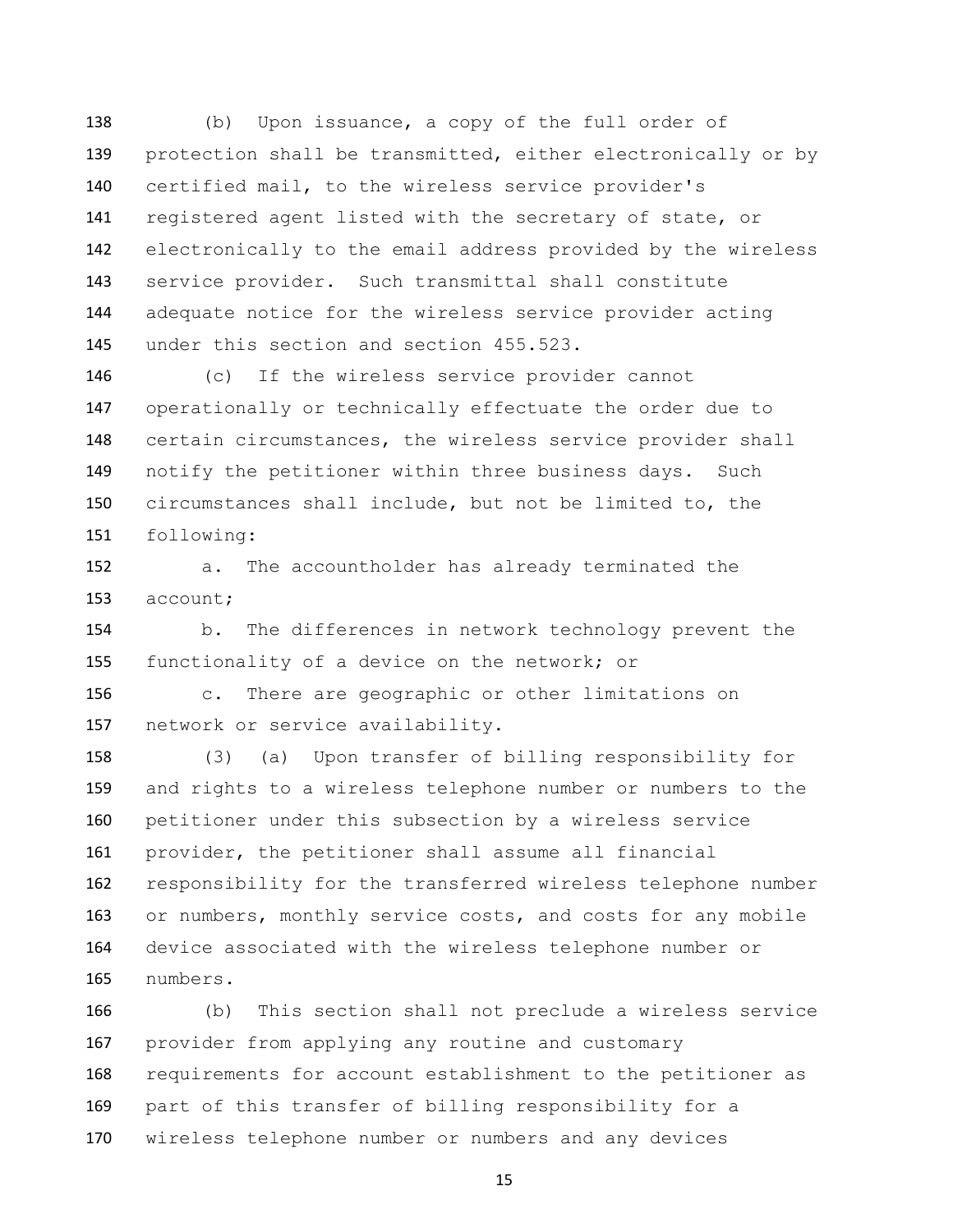(b) Upon issuance, a copy of the full order of protection shall be transmitted, either electronically or by certified mail, to the wireless service provider's registered agent listed with the secretary of state, or electronically to the email address provided by the wireless service provider. Such transmittal shall constitute adequate notice for the wireless service provider acting under this section and section 455.523.

(c) If the wireless service provider cannot operationally or technically effectuate the order due to certain circumstances, the wireless service provider shall notify the petitioner within three business days. Such circumstances shall include, but not be limited to, the following:

a. The accountholder has already terminated the account;

b. The differences in network technology prevent the functionality of a device on the network; or

c. There are geographic or other limitations on network or service availability.

(3) (a) Upon transfer of billing responsibility for and rights to a wireless telephone number or numbers to the petitioner under this subsection by a wireless service provider, the petitioner shall assume all financial responsibility for the transferred wireless telephone number or numbers, monthly service costs, and costs for any mobile device associated with the wireless telephone number or numbers.

(b) This section shall not preclude a wireless service provider from applying any routine and customary requirements for account establishment to the petitioner as part of this transfer of billing responsibility for a wireless telephone number or numbers and any devices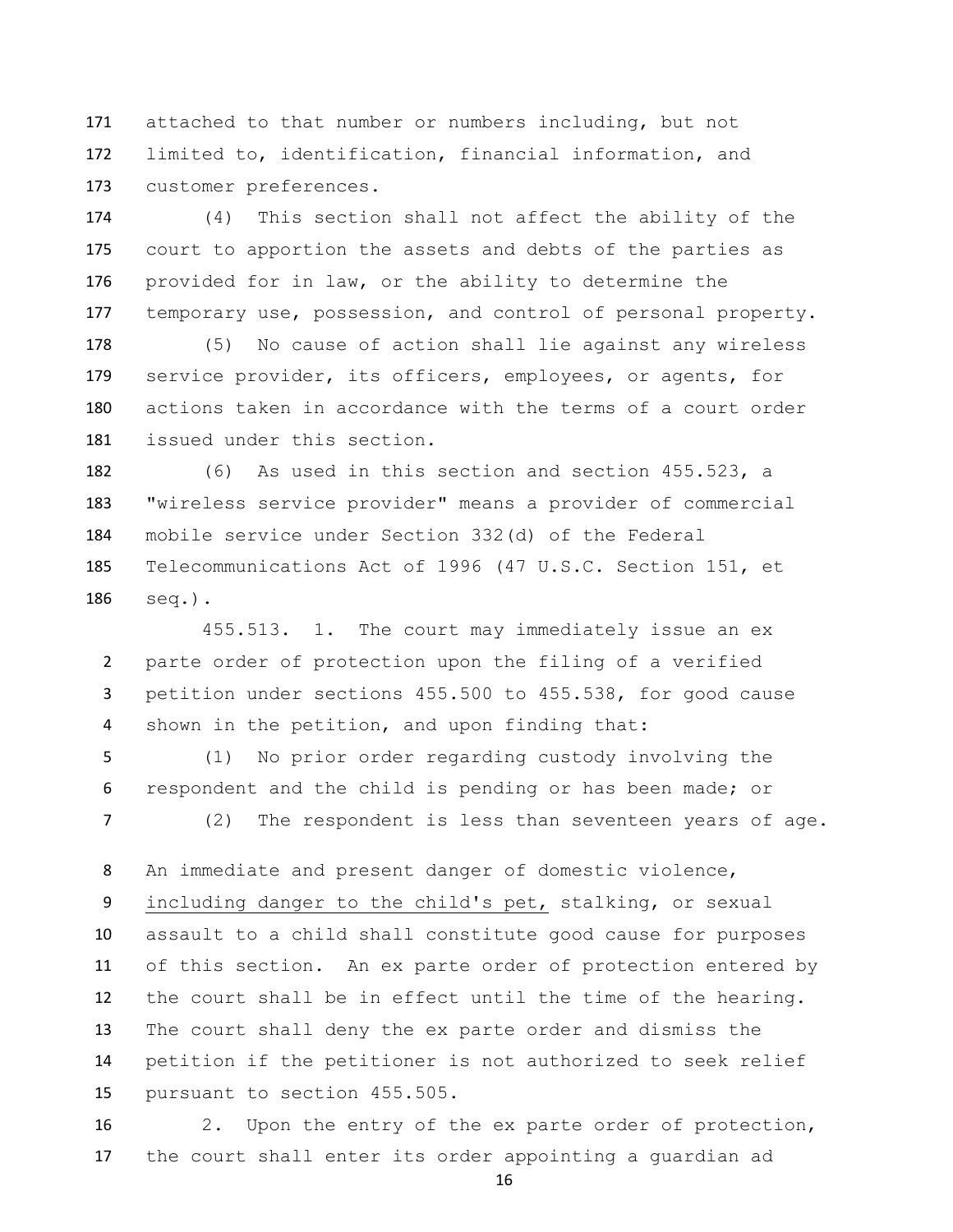attached to that number or numbers including, but not limited to, identification, financial information, and customer preferences.

(4) This section shall not affect the ability of the court to apportion the assets and debts of the parties as provided for in law, or the ability to determine the temporary use, possession, and control of personal property.

(5) No cause of action shall lie against any wireless service provider, its officers, employees, or agents, for actions taken in accordance with the terms of a court order issued under this section.

(6) As used in this section and section 455.523, a "wireless service provider" means a provider of commercial mobile service under Section 332(d) of the Federal Telecommunications Act of 1996 (47 U.S.C. Section 151, et seq.).

455.513. 1. The court may immediately issue an ex parte order of protection upon the filing of a verified petition under sections 455.500 to 455.538, for good cause shown in the petition, and upon finding that:

(1) No prior order regarding custody involving the respondent and the child is pending or has been made; or

(2) The respondent is less than seventeen years of age.

An immediate and present danger of domestic violence, <u>including danger to the child's pet,</u> stalking, or sexual assault to a child shall constitute good cause for purposes of this section. An ex parte order of protection entered by the court shall be in effect until the time of the hearing. The court shall deny the ex parte order and dismiss the petition if the petitioner is not authorized to seek relief pursuant to section 455.505.

2. Upon the entry of the ex parte order of protection, the court shall enter its order appointing a guardian ad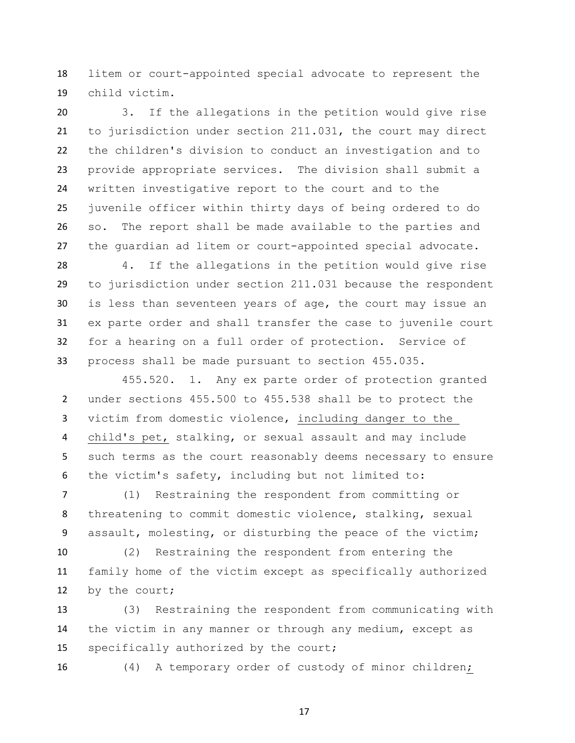litem or court-appointed special advocate to represent the child victim.

3. If the allegations in the petition would give rise to jurisdiction under section 211.031, the court may direct the children's division to conduct an investigation and to provide appropriate services. The division shall submit a written investigative report to the court and to the juvenile officer within thirty days of being ordered to do so. The report shall be made available to the parties and the guardian ad litem or court-appointed special advocate.

4. If the allegations in the petition would give rise to jurisdiction under section 211.031 because the respondent is less than seventeen years of age, the court may issue an ex parte order and shall transfer the case to juvenile court for a hearing on a full order of protection. Service of process shall be made pursuant to section 455.035.

455.520. 1. Any ex parte order of protection granted under sections 455.500 to 455.538 shall be to protect the victim from domestic violence, <u>including danger to the child's pet,</u> stalking, or sexual assault and may include such terms as the court reasonably deems necessary to ensure the victim's safety, including but not limited to:

(1) Restraining the respondent from committing or threatening to commit domestic violence, stalking, sexual assault, molesting, or disturbing the peace of the victim;

(2) Restraining the respondent from entering the family home of the victim except as specifically authorized by the court;

(3) Restraining the respondent from communicating with the victim in any manner or through any medium, except as specifically authorized by the court;

(4) A temporary order of custody of minor children<u>;</u>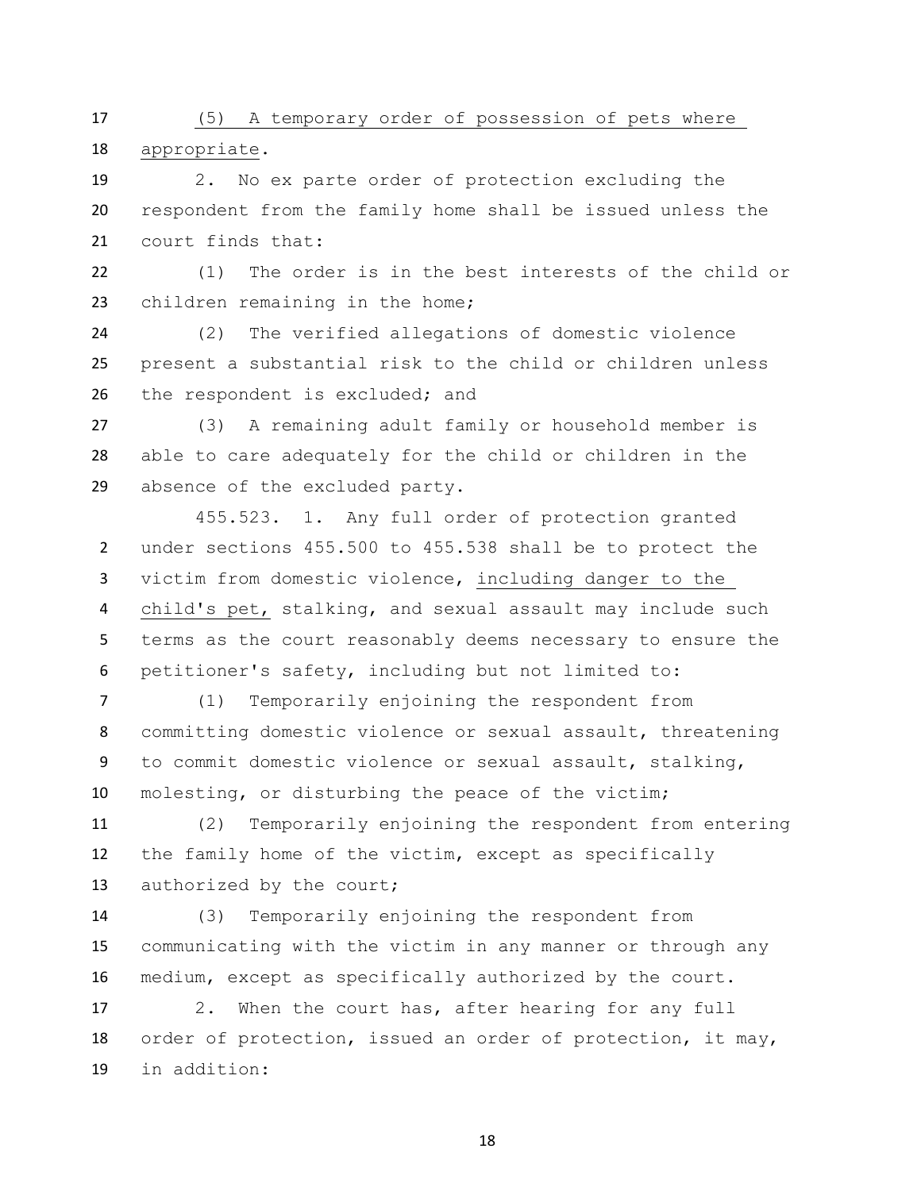(5) A temporary order of possession of pets where appropriate.

2. No ex parte order of protection excluding the respondent from the family home shall be issued unless the court finds that:

(1) The order is in the best interests of the child or children remaining in the home;

(2) The verified allegations of domestic violence present a substantial risk to the child or children unless the respondent is excluded; and

(3) A remaining adult family or household member is able to care adequately for the child or children in the absence of the excluded party.

455.523. 1. Any full order of protection granted under sections 455.500 to 455.538 shall be to protect the victim from domestic violence, including danger to the child's pet, stalking, and sexual assault may include such terms as the court reasonably deems necessary to ensure the petitioner's safety, including but not limited to:

(1) Temporarily enjoining the respondent from committing domestic violence or sexual assault, threatening to commit domestic violence or sexual assault, stalking, molesting, or disturbing the peace of the victim;

(2) Temporarily enjoining the respondent from entering the family home of the victim, except as specifically authorized by the court;

(3) Temporarily enjoining the respondent from communicating with the victim in any manner or through any medium, except as specifically authorized by the court.

2. When the court has, after hearing for any full order of protection, issued an order of protection, it may, in addition: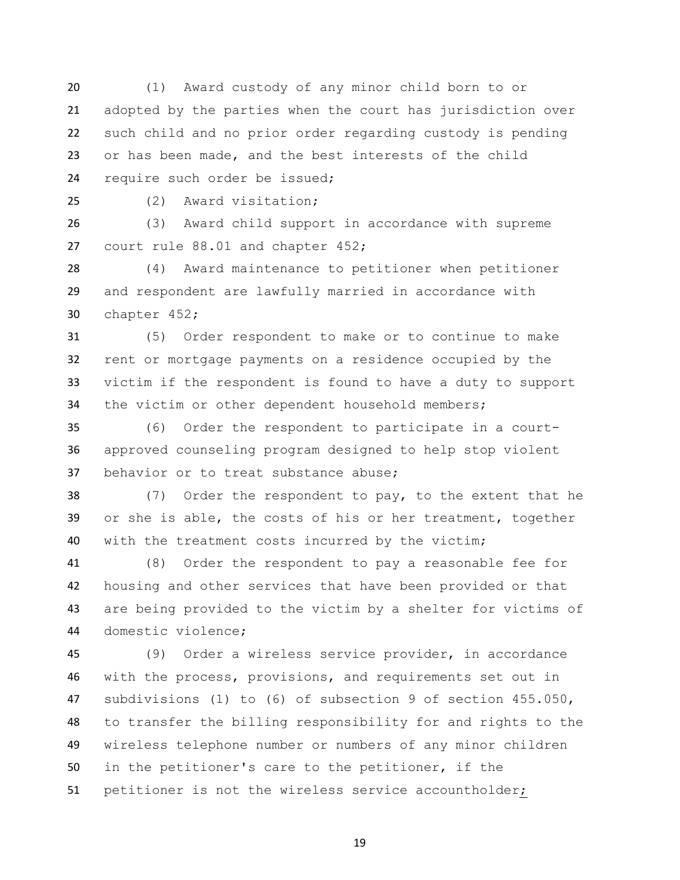(1) Award custody of any minor child born to or adopted by the parties when the court has jurisdiction over such child and no prior order regarding custody is pending or has been made, and the best interests of the child require such order be issued;

(2) Award visitation;

(3) Award child support in accordance with supreme court rule 88.01 and chapter 452;

(4) Award maintenance to petitioner when petitioner and respondent are lawfully married in accordance with chapter 452;

(5) Order respondent to make or to continue to make rent or mortgage payments on a residence occupied by the victim if the respondent is found to have a duty to support the victim or other dependent household members;

(6) Order the respondent to participate in a court-approved counseling program designed to help stop violent behavior or to treat substance abuse;

(7) Order the respondent to pay, to the extent that he or she is able, the costs of his or her treatment, together with the treatment costs incurred by the victim;

(8) Order the respondent to pay a reasonable fee for housing and other services that have been provided or that are being provided to the victim by a shelter for victims of domestic violence;

(9) Order a wireless service provider, in accordance with the process, provisions, and requirements set out in subdivisions (1) to (6) of subsection 9 of section 455.050, to transfer the billing responsibility for and rights to the wireless telephone number or numbers of any minor children in the petitioner's care to the petitioner, if the petitioner is not the wireless service accountholder;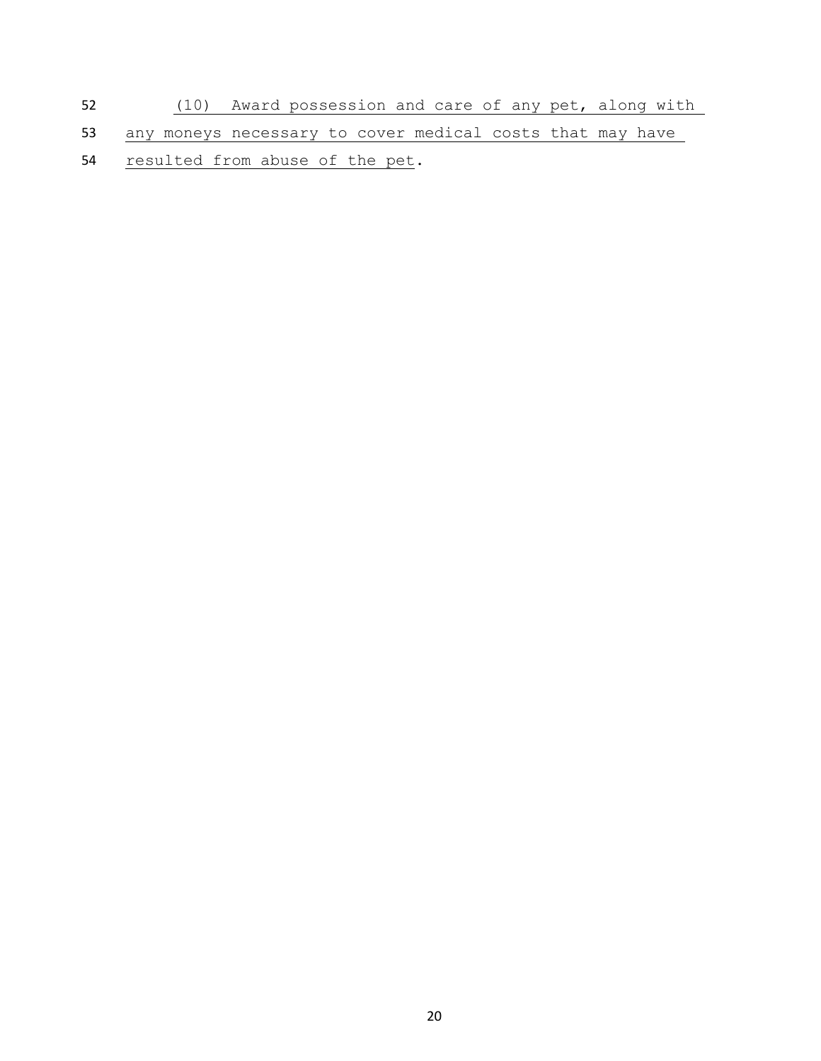(10) Award possession and care of any pet, along with any moneys necessary to cover medical costs that may have resulted from abuse of the pet.